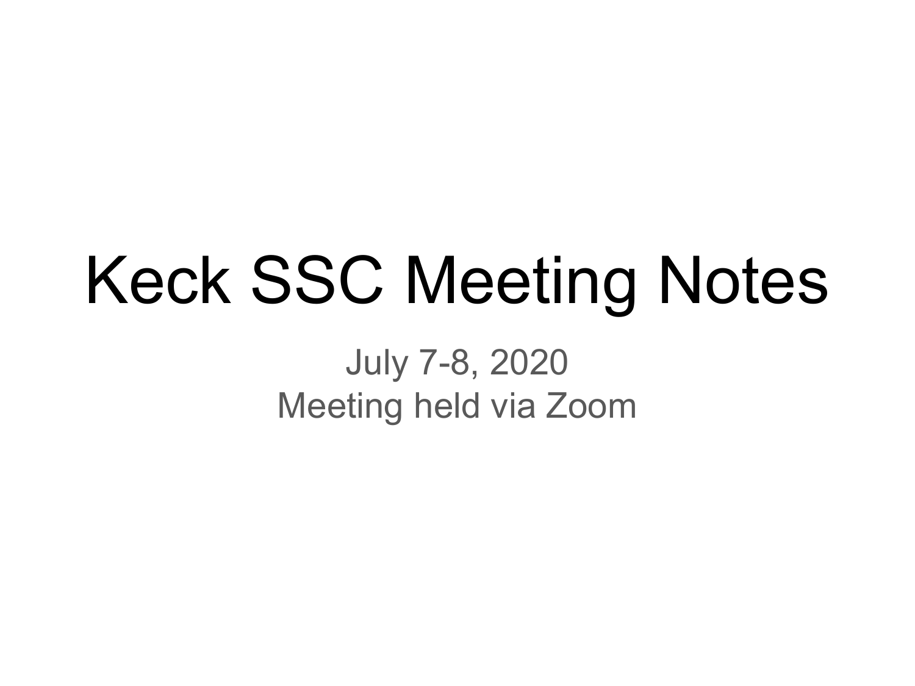# Keck SSC Meeting Notes

July 7-8, 2020
Meeting held via Zoom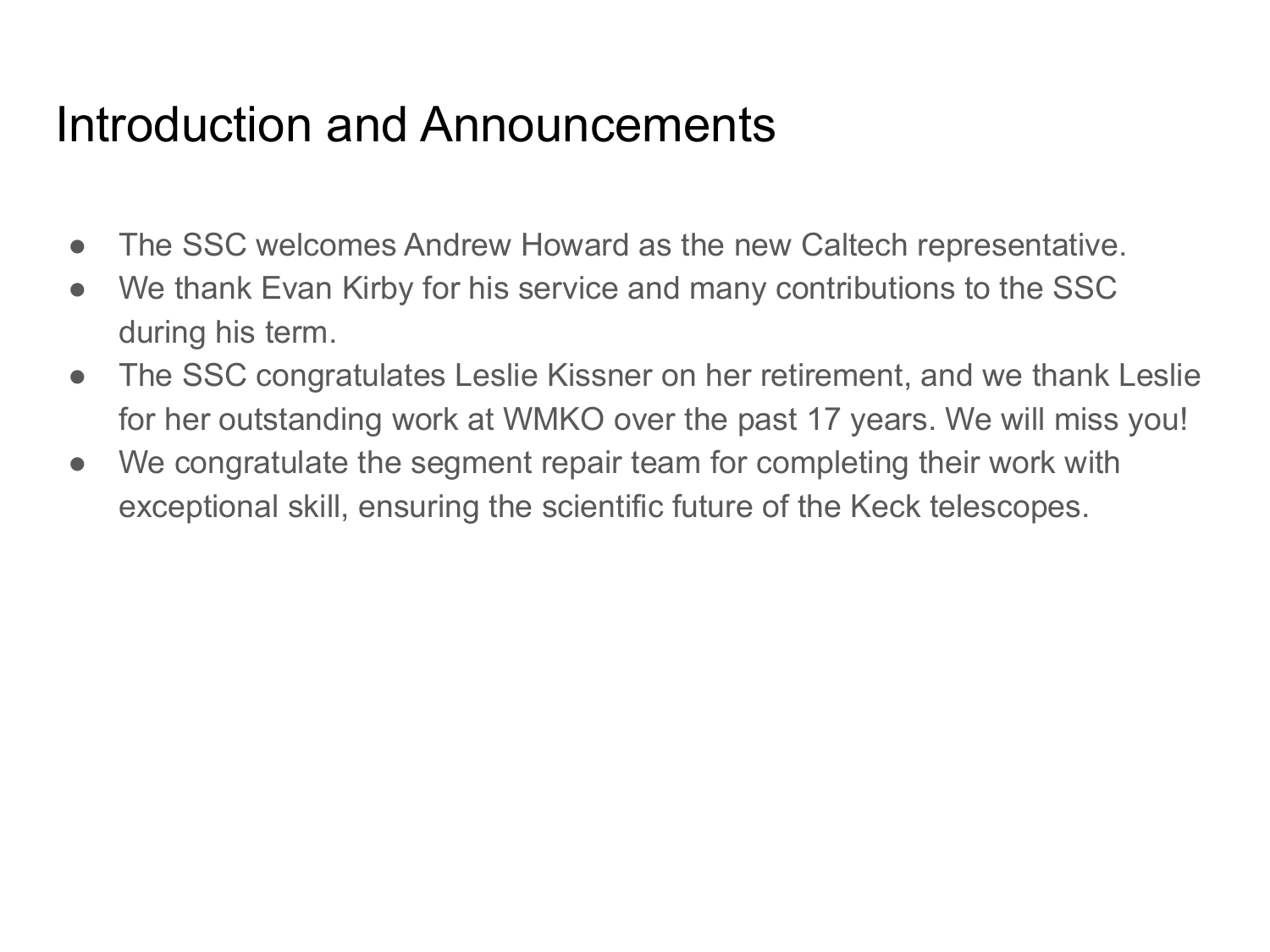# Introduction and Announcements

- The SSC welcomes Andrew Howard as the new Caltech representative.
- We thank Evan Kirby for his service and many contributions to the SSC during his term.
- The SSC congratulates Leslie Kissner on her retirement, and we thank Leslie for her outstanding work at WMKO over the past 17 years. We will miss you!
- We congratulate the segment repair team for completing their work with exceptional skill, ensuring the scientific future of the Keck telescopes.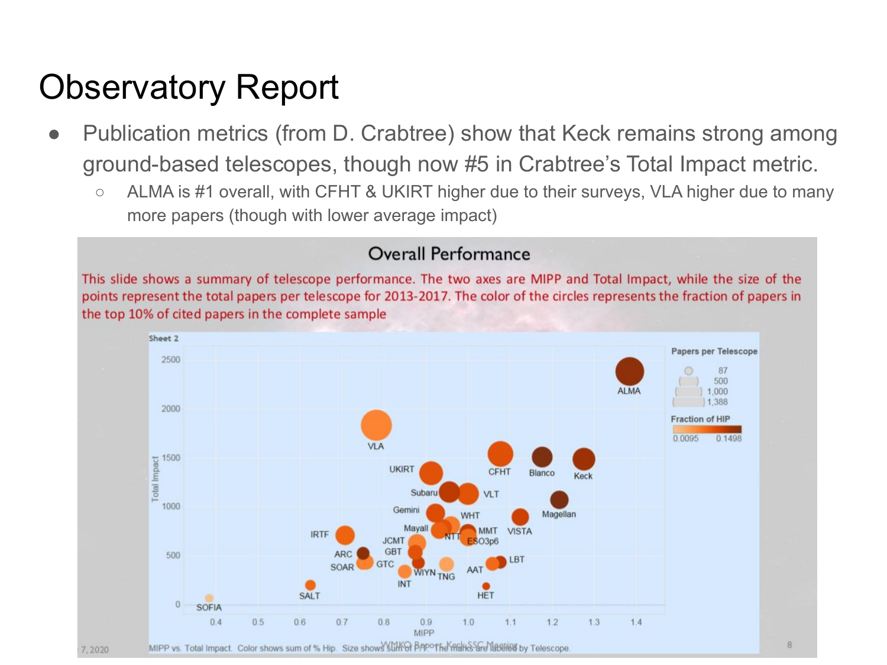# Observatory Report

- Publication metrics (from D. Crabtree) show that Keck remains strong among ground-based telescopes, though now #5 in Crabtree's Total Impact metric.
  - ALMA is #1 overall, with CFHT & UKIRT higher due to their surveys, VLA higher due to many more papers (though with lower average impact)

## Overall Performance

This slide shows a summary of telescope performance. The two axes are MIPP and Total Impact, while the size of the points represent the total papers per telescope for 2013-2017. The color of the circles represents the fraction of papers in the top 10% of cited papers in the complete sample

Sheet 2

MIPP vs. Total Impact. Color shows sum of % Hip. Size shows sum of P. The marks are labeled by Telescope.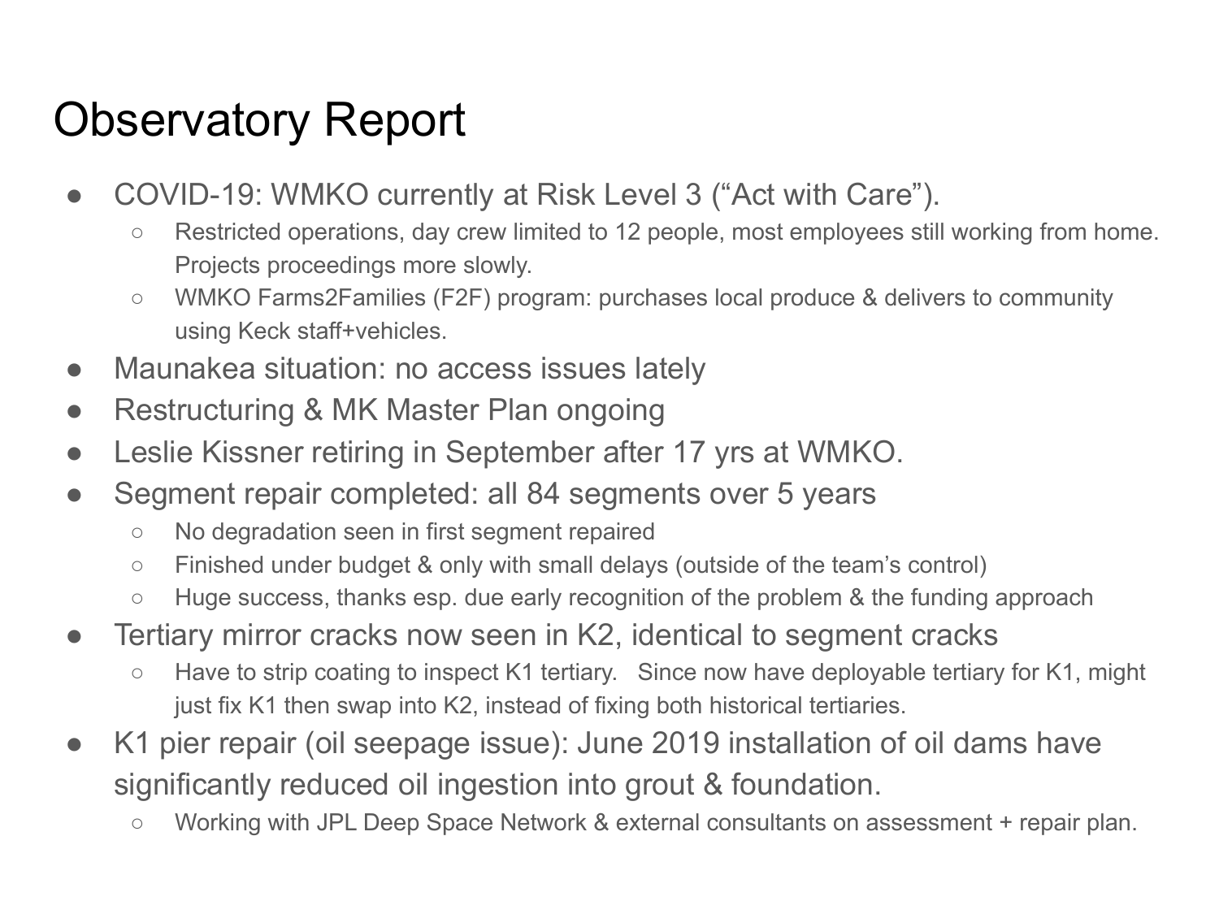# Observatory Report

- COVID-19: WMKO currently at Risk Level 3 ("Act with Care").
  - Restricted operations, day crew limited to 12 people, most employees still working from home. Projects proceedings more slowly.
  - WMKO Farms2Families (F2F) program: purchases local produce & delivers to community using Keck staff+vehicles.
- Maunakea situation: no access issues lately
- Restructuring & MK Master Plan ongoing
- Leslie Kissner retiring in September after 17 yrs at WMKO.
- Segment repair completed: all 84 segments over 5 years
  - No degradation seen in first segment repaired
  - Finished under budget & only with small delays (outside of the team's control)
  - Huge success, thanks esp. due early recognition of the problem & the funding approach
- Tertiary mirror cracks now seen in K2, identical to segment cracks
  - Have to strip coating to inspect K1 tertiary. Since now have deployable tertiary for K1, might just fix K1 then swap into K2, instead of fixing both historical tertiaries.
- K1 pier repair (oil seepage issue): June 2019 installation of oil dams have significantly reduced oil ingestion into grout & foundation.
  - Working with JPL Deep Space Network & external consultants on assessment + repair plan.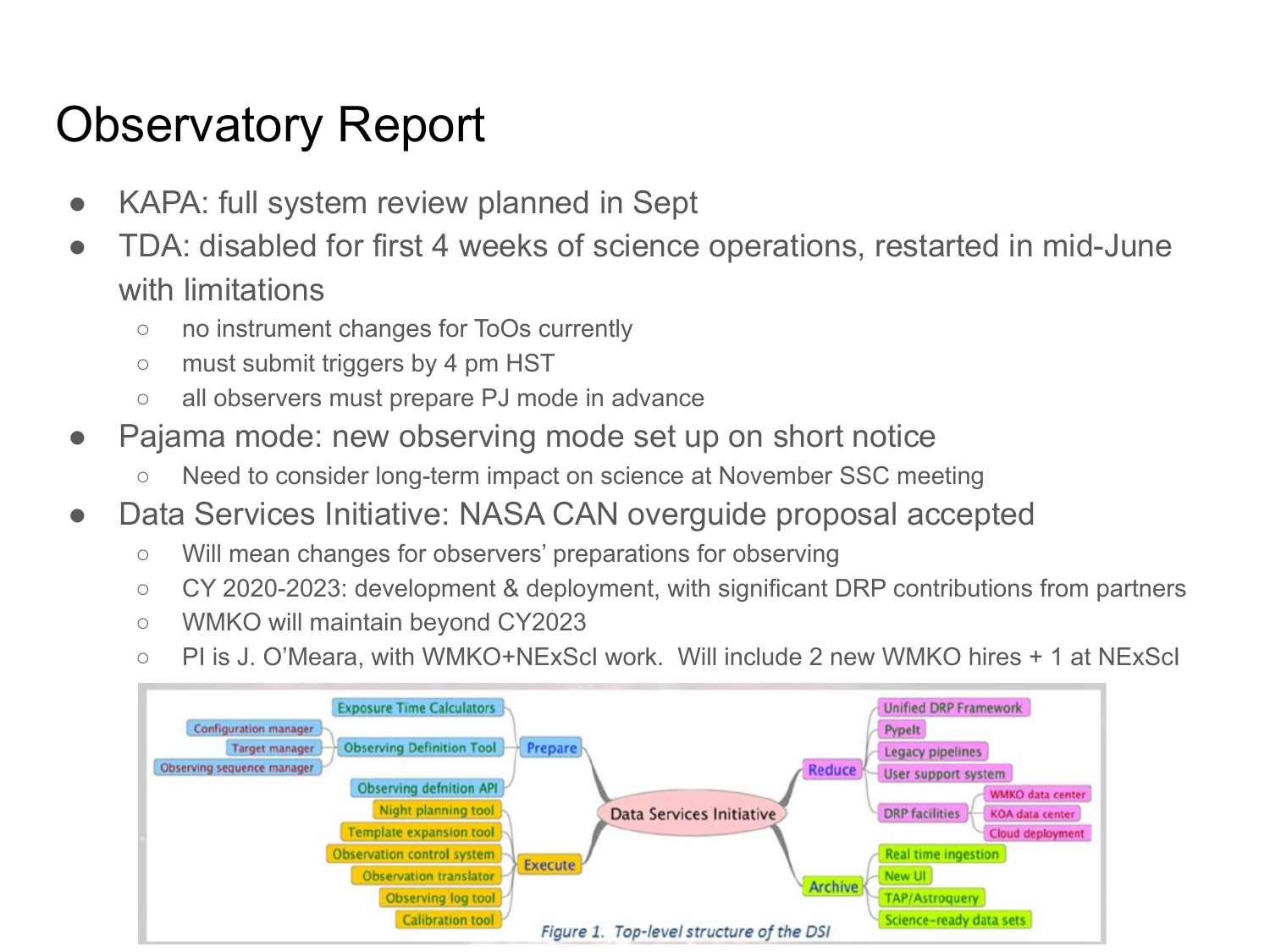# Observatory Report

- KAPA: full system review planned in Sept
- TDA: disabled for first 4 weeks of science operations, restarted in mid-June with limitations
  - no instrument changes for ToOs currently
  - must submit triggers by 4 pm HST
  - all observers must prepare PJ mode in advance
- Pajama mode: new observing mode set up on short notice
  - Need to consider long-term impact on science at November SSC meeting
- Data Services Initiative: NASA CAN overguide proposal accepted
  - Will mean changes for observers' preparations for observing
  - CY 2020-2023: development & deployment, with significant DRP contributions from partners
  - WMKO will maintain beyond CY2023
  - PI is J. O'Meara, with WMKO+NExScI work. Will include 2 new WMKO hires + 1 at NExScI

- Data Services Initiative
  - Prepare
    - Exposure Time Calculators
    - Observing Definition Tool
      - Configuration manager
      - Target manager
      - Observing sequence manager
    - Observing defnition API
  - Execute
    - Night planning tool
    - Template expansion tool
    - Observation control system
    - Observation translator
    - Observing log tool
    - Calibration tool
  - Reduce
    - Unified DRP Framework
    - PypeIt
    - Legacy pipelines
    - User support system
    - DRP facilities
      - WMKO data center
      - KOA data center
      - Cloud deployment
  - Archive
    - Real time ingestion
    - New UI
    - TAP/Astroquery
    - Science-ready data sets

*Figure 1. Top-level structure of the DSI*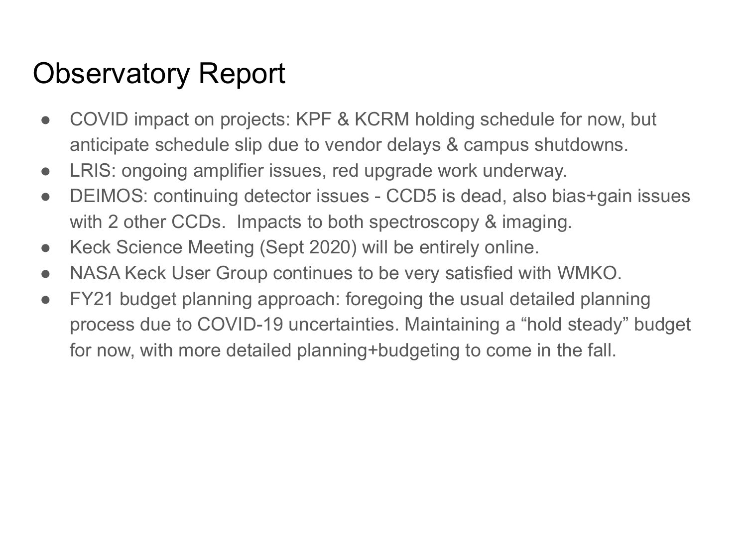# Observatory Report

- COVID impact on projects: KPF & KCRM holding schedule for now, but anticipate schedule slip due to vendor delays & campus shutdowns.
- LRIS: ongoing amplifier issues, red upgrade work underway.
- DEIMOS: continuing detector issues - CCD5 is dead, also bias+gain issues with 2 other CCDs. Impacts to both spectroscopy & imaging.
- Keck Science Meeting (Sept 2020) will be entirely online.
- NASA Keck User Group continues to be very satisfied with WMKO.
- FY21 budget planning approach: foregoing the usual detailed planning process due to COVID-19 uncertainties. Maintaining a “hold steady” budget for now, with more detailed planning+budgeting to come in the fall.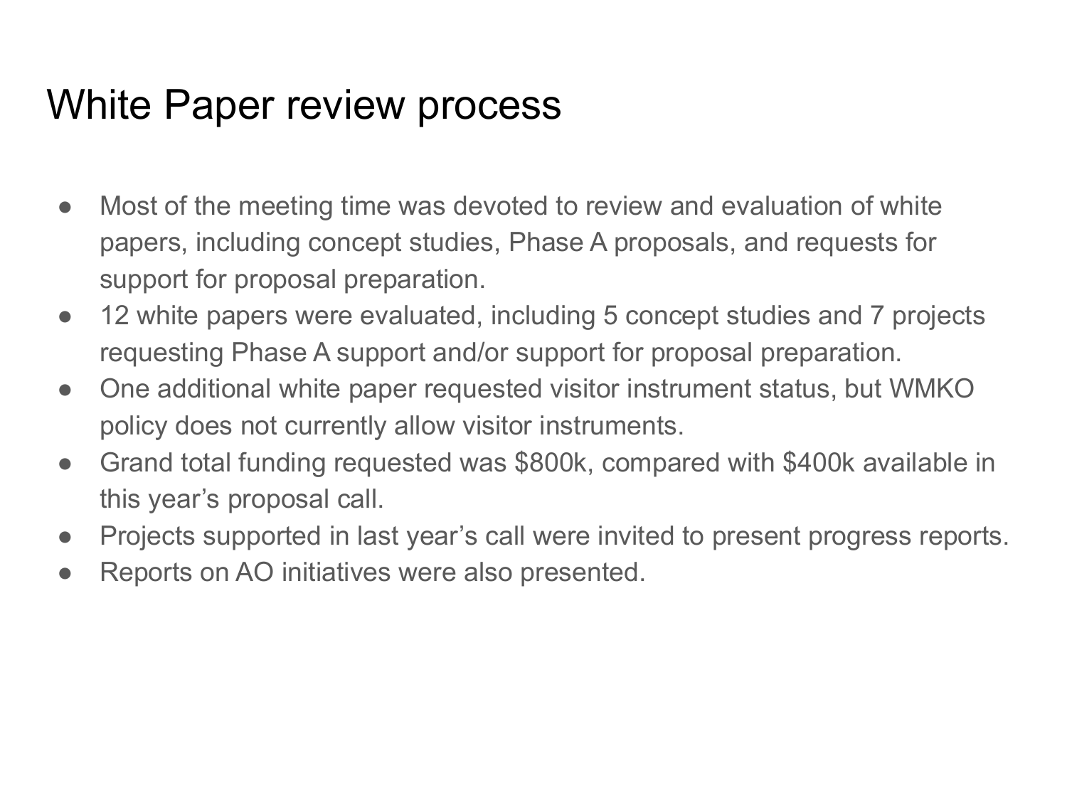# White Paper review process

- Most of the meeting time was devoted to review and evaluation of white papers, including concept studies, Phase A proposals, and requests for support for proposal preparation.
- 12 white papers were evaluated, including 5 concept studies and 7 projects requesting Phase A support and/or support for proposal preparation.
- One additional white paper requested visitor instrument status, but WMKO policy does not currently allow visitor instruments.
- Grand total funding requested was $800k, compared with $400k available in this year's proposal call.
- Projects supported in last year's call were invited to present progress reports.
- Reports on AO initiatives were also presented.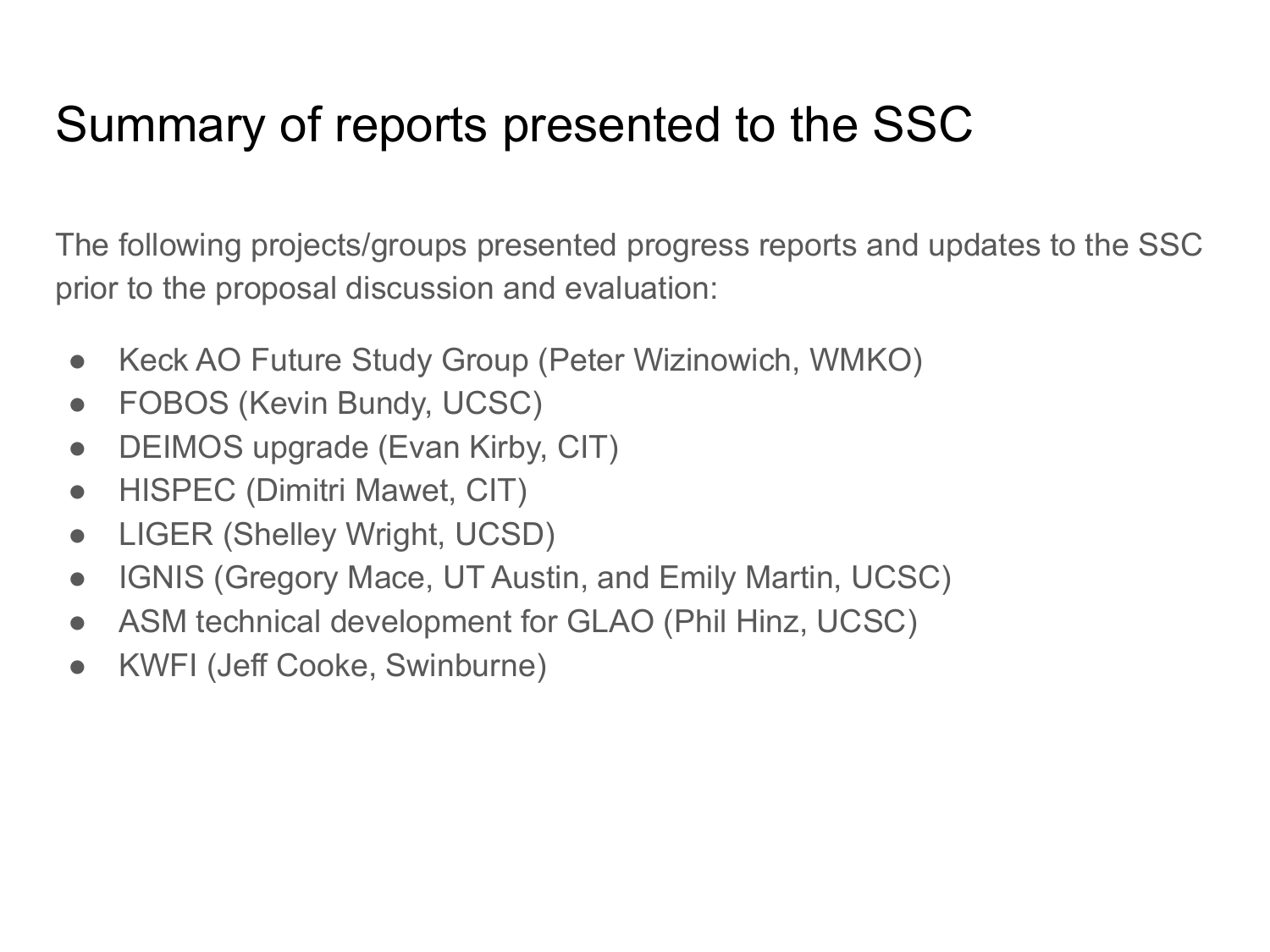# Summary of reports presented to the SSC

The following projects/groups presented progress reports and updates to the SSC prior to the proposal discussion and evaluation:

- Keck AO Future Study Group (Peter Wizinowich, WMKO)
- FOBOS (Kevin Bundy, UCSC)
- DEIMOS upgrade (Evan Kirby, CIT)
- HISPEC (Dimitri Mawet, CIT)
- LIGER (Shelley Wright, UCSD)
- IGNIS (Gregory Mace, UT Austin, and Emily Martin, UCSC)
- ASM technical development for GLAO (Phil Hinz, UCSC)
- KWFI (Jeff Cooke, Swinburne)